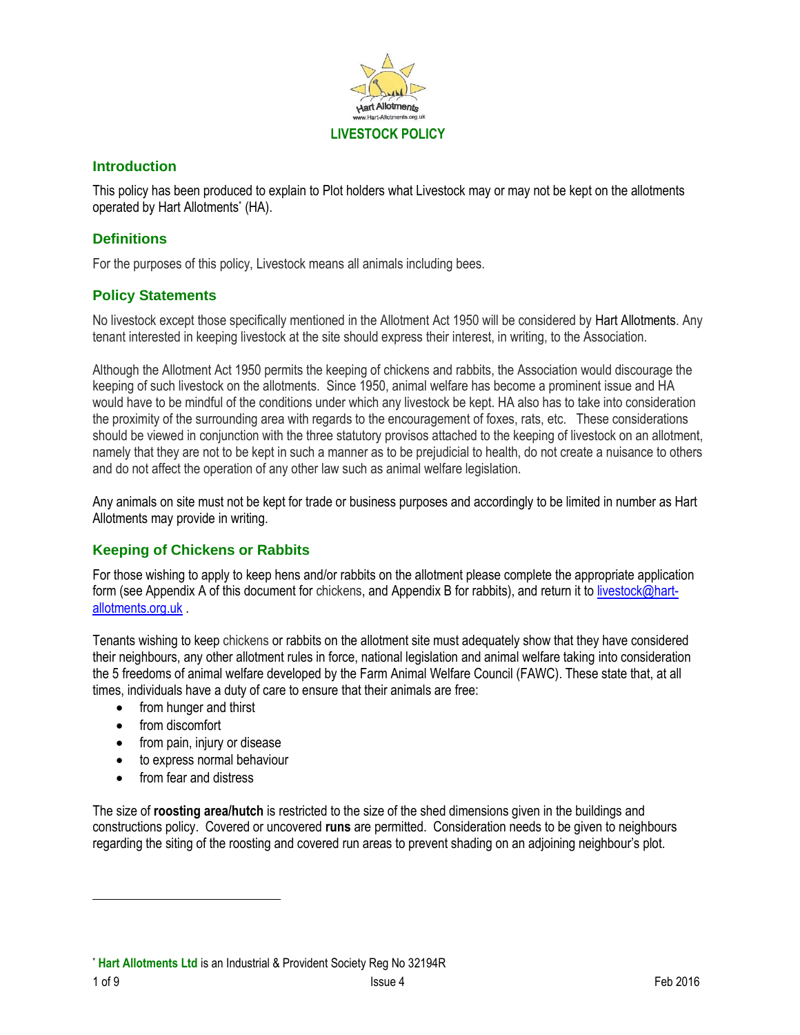# LIVESTOCK POLICY

## Introduction

This policy has been produced to explain to Plot holders what Livestock may or may not be kept on the allotments operated by Hart Allotments* (HA).

## Definitions

For the purposes of this policy, Livestock means all animals including bees.

## Policy Statements

No livestock except those specifically mentioned in the Allotment Act 1950 will be considered by Hart Allotments. Any tenant interested in keeping livestock at the site should express their interest, in writing, to the Association.

Although the Allotment Act 1950 permits the keeping of chickens and rabbits, the Association would discourage the keeping of such livestock on the allotments. Since 1950, animal welfare has become a prominent issue and HA would have to be mindful of the conditions under which any livestock be kept. HA also has to take into consideration the proximity of the surrounding area with regards to the encouragement of foxes, rats, etc. These considerations should be viewed in conjunction with the three statutory provisos attached to the keeping of livestock on an allotment, namely that they are not to be kept in such a manner as to be prejudicial to health, do not create a nuisance to others and do not affect the operation of any other law such as animal welfare legislation.

Any animals on site must not be kept for trade or business purposes and accordingly to be limited in number as Hart Allotments may provide in writing.

## Keeping of Chickens or Rabbits

For those wishing to apply to keep hens and/or rabbits on the allotment please complete the appropriate application form (see Appendix A of this document for chickens, and Appendix B for rabbits), and return it to livestock@hart-allotments.org.uk .

Tenants wishing to keep chickens or rabbits on the allotment site must adequately show that they have considered their neighbours, any other allotment rules in force, national legislation and animal welfare taking into consideration the 5 freedoms of animal welfare developed by the Farm Animal Welfare Council (FAWC). These state that, at all times, individuals have a duty of care to ensure that their animals are free:

- from hunger and thirst
- from discomfort
- from pain, injury or disease
- to express normal behaviour
- from fear and distress

The size of **roosting area/hutch** is restricted to the size of the shed dimensions given in the buildings and constructions policy. Covered or uncovered **runs** are permitted. Consideration needs to be given to neighbours regarding the siting of the roosting and covered run areas to prevent shading on an adjoining neighbour's plot.

---

* **Hart Allotments Ltd** is an Industrial & Provident Society Reg No 32194R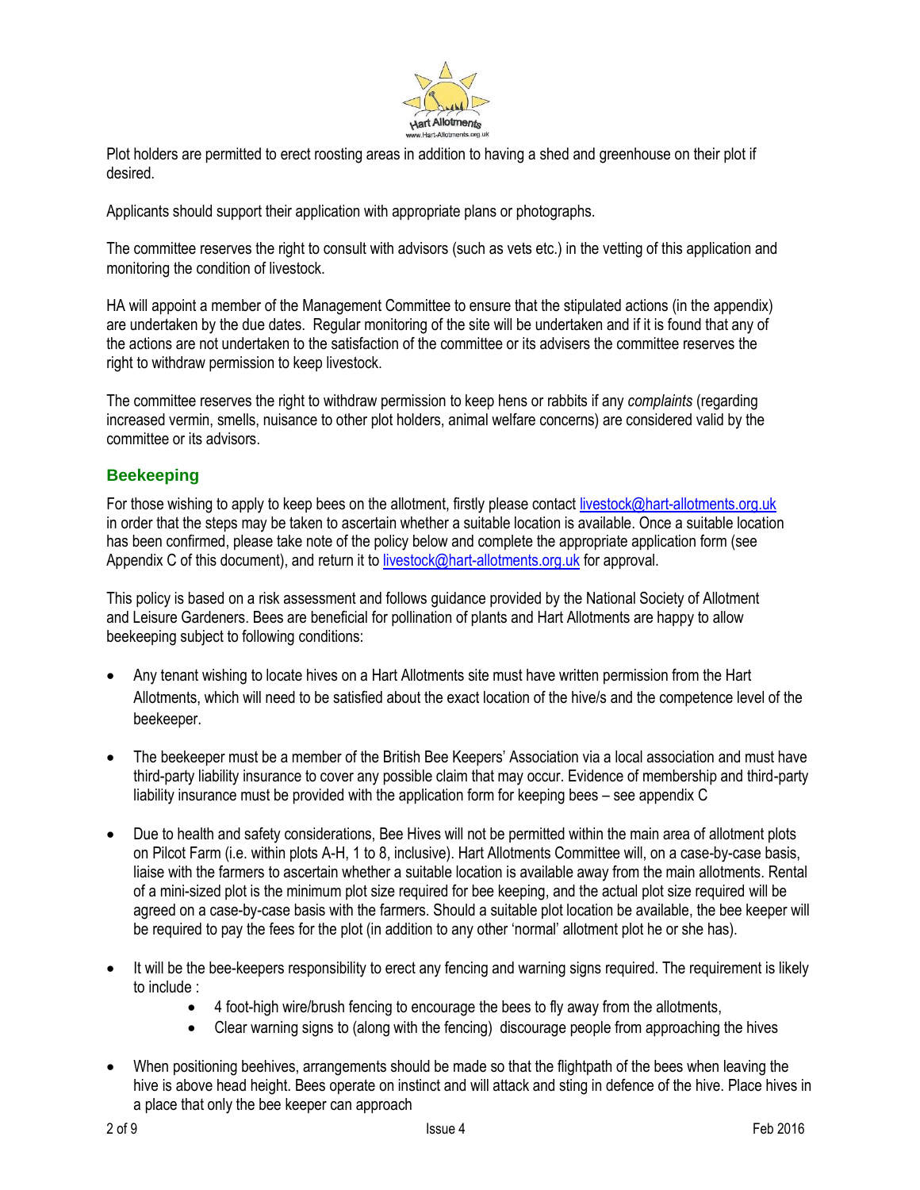Plot holders are permitted to erect roosting areas in addition to having a shed and greenhouse on their plot if desired.

Applicants should support their application with appropriate plans or photographs.

The committee reserves the right to consult with advisors (such as vets etc.) in the vetting of this application and monitoring the condition of livestock.

HA will appoint a member of the Management Committee to ensure that the stipulated actions (in the appendix) are undertaken by the due dates. Regular monitoring of the site will be undertaken and if it is found that any of the actions are not undertaken to the satisfaction of the committee or its advisers the committee reserves the right to withdraw permission to keep livestock.

The committee reserves the right to withdraw permission to keep hens or rabbits if any *complaints* (regarding increased vermin, smells, nuisance to other plot holders, animal welfare concerns) are considered valid by the committee or its advisors.

## Beekeeping

For those wishing to apply to keep bees on the allotment, firstly please contact livestock@hart-allotments.org.uk in order that the steps may be taken to ascertain whether a suitable location is available. Once a suitable location has been confirmed, please take note of the policy below and complete the appropriate application form (see Appendix C of this document), and return it to livestock@hart-allotments.org.uk for approval.

This policy is based on a risk assessment and follows guidance provided by the National Society of Allotment and Leisure Gardeners. Bees are beneficial for pollination of plants and Hart Allotments are happy to allow beekeeping subject to following conditions:

- Any tenant wishing to locate hives on a Hart Allotments site must have written permission from the Hart Allotments, which will need to be satisfied about the exact location of the hive/s and the competence level of the beekeeper.

- The beekeeper must be a member of the British Bee Keepers' Association via a local association and must have third-party liability insurance to cover any possible claim that may occur. Evidence of membership and third-party liability insurance must be provided with the application form for keeping bees – see appendix C

- Due to health and safety considerations, Bee Hives will not be permitted within the main area of allotment plots on Pilcot Farm (i.e. within plots A-H, 1 to 8, inclusive). Hart Allotments Committee will, on a case-by-case basis, liaise with the farmers to ascertain whether a suitable location is available away from the main allotments. Rental of a mini-sized plot is the minimum plot size required for bee keeping, and the actual plot size required will be agreed on a case-by-case basis with the farmers. Should a suitable plot location be available, the bee keeper will be required to pay the fees for the plot (in addition to any other 'normal' allotment plot he or she has).

- It will be the bee-keepers responsibility to erect any fencing and warning signs required. The requirement is likely to include :
  - 4 foot-high wire/brush fencing to encourage the bees to fly away from the allotments,
  - Clear warning signs to (along with the fencing) discourage people from approaching the hives

- When positioning beehives, arrangements should be made so that the flightpath of the bees when leaving the hive is above head height. Bees operate on instinct and will attack and sting in defence of the hive. Place hives in a place that only the bee keeper can approach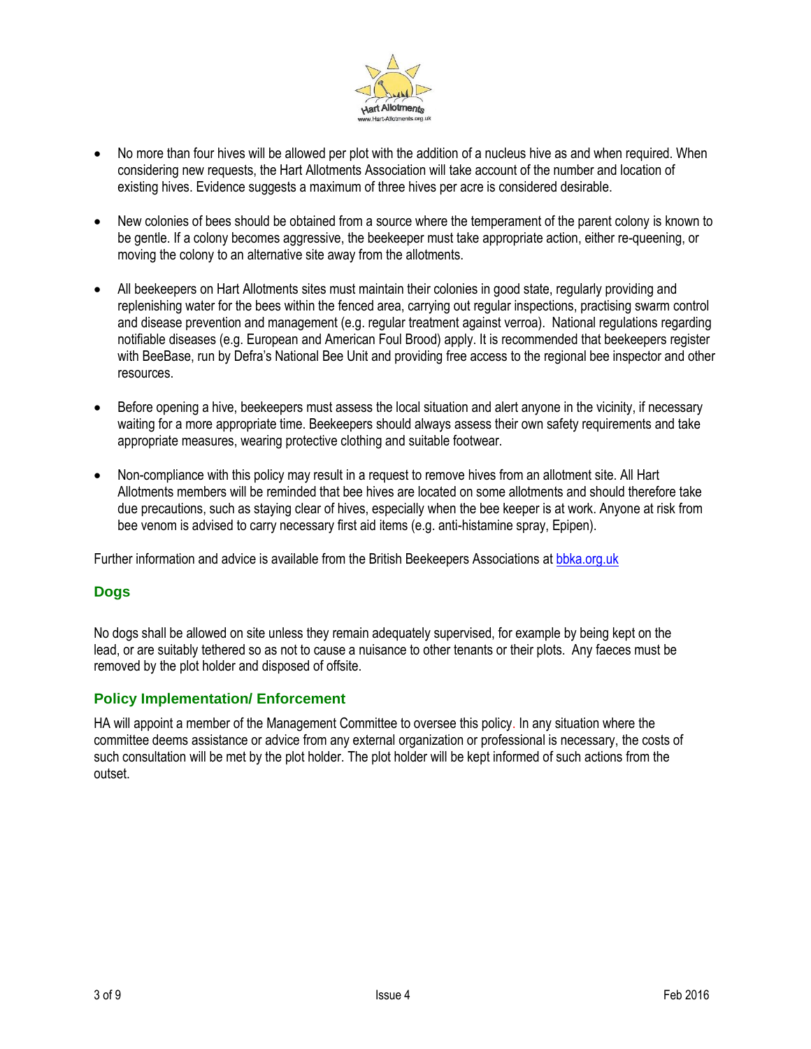- No more than four hives will be allowed per plot with the addition of a nucleus hive as and when required. When considering new requests, the Hart Allotments Association will take account of the number and location of existing hives. Evidence suggests a maximum of three hives per acre is considered desirable.

- New colonies of bees should be obtained from a source where the temperament of the parent colony is known to be gentle. If a colony becomes aggressive, the beekeeper must take appropriate action, either re-queening, or moving the colony to an alternative site away from the allotments.

- All beekeepers on Hart Allotments sites must maintain their colonies in good state, regularly providing and replenishing water for the bees within the fenced area, carrying out regular inspections, practising swarm control and disease prevention and management (e.g. regular treatment against verroa). National regulations regarding notifiable diseases (e.g. European and American Foul Brood) apply. It is recommended that beekeepers register with BeeBase, run by Defra's National Bee Unit and providing free access to the regional bee inspector and other resources.

- Before opening a hive, beekeepers must assess the local situation and alert anyone in the vicinity, if necessary waiting for a more appropriate time. Beekeepers should always assess their own safety requirements and take appropriate measures, wearing protective clothing and suitable footwear.

- Non-compliance with this policy may result in a request to remove hives from an allotment site. All Hart Allotments members will be reminded that bee hives are located on some allotments and should therefore take due precautions, such as staying clear of hives, especially when the bee keeper is at work. Anyone at risk from bee venom is advised to carry necessary first aid items (e.g. anti-histamine spray, Epipen).

Further information and advice is available from the British Beekeepers Associations at [bbka.org.uk](bbka.org.uk)

## Dogs

No dogs shall be allowed on site unless they remain adequately supervised, for example by being kept on the lead, or are suitably tethered so as not to cause a nuisance to other tenants or their plots. Any faeces must be removed by the plot holder and disposed of offsite.

## Policy Implementation/ Enforcement

HA will appoint a member of the Management Committee to oversee this policy. In any situation where the committee deems assistance or advice from any external organization or professional is necessary, the costs of such consultation will be met by the plot holder. The plot holder will be kept informed of such actions from the outset.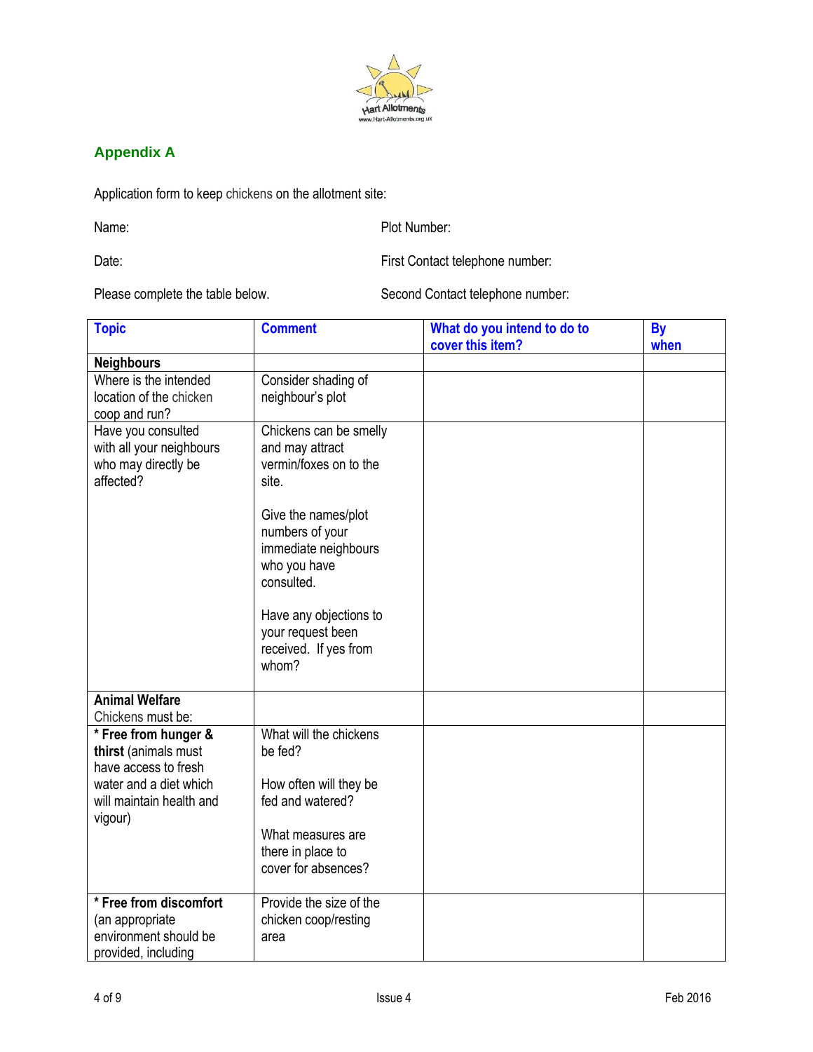## Appendix A

Application form to keep chickens on the allotment site:

Name: Plot Number:

Date: First Contact telephone number:

Please complete the table below. Second Contact telephone number:

| Topic | Comment | What do you intend to do to cover this item? | By when |
|---|---|---|---|
| **Neighbours** | | | |
| Where is the intended location of the chicken coop and run? | Consider shading of neighbour's plot | | |
| Have you consulted with all your neighbours who may directly be affected? | Chickens can be smelly and may attract vermin/foxes on to the site.<br><br>Give the names/plot numbers of your immediate neighbours who you have consulted.<br><br>Have any objections to your request been received. If yes from whom? | | |
| **Animal Welfare**<br>Chickens must be: | | | |
| * **Free from hunger & thirst** (animals must have access to fresh water and a diet which will maintain health and vigour) | What will the chickens be fed?<br><br>How often will they be fed and watered?<br><br>What measures are there in place to cover for absences? | | |
| * **Free from discomfort** (an appropriate environment should be provided, including | Provide the size of the chicken coop/resting area | | |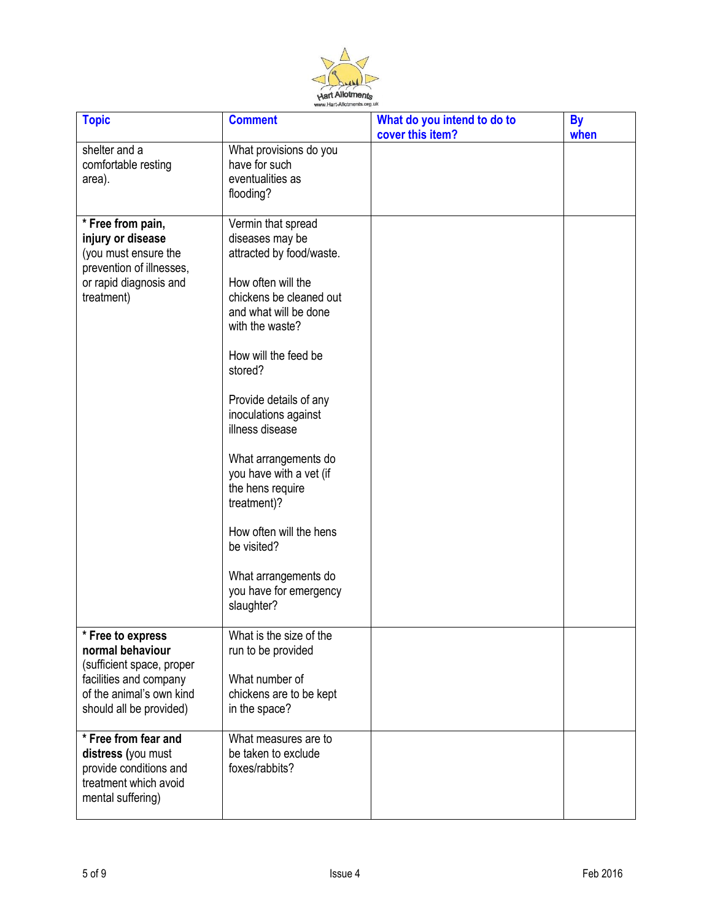| Topic | Comment | What do you intend to do to cover this item? | By when |
|---|---|---|---|
| shelter and a comfortable resting area). | What provisions do you have for such eventualities as flooding? | | |
| * **Free from pain, injury or disease** (you must ensure the prevention of illnesses, or rapid diagnosis and treatment) | Vermin that spread diseases may be attracted by food/waste.<br><br>How often will the chickens be cleaned out and what will be done with the waste?<br><br>How will the feed be stored?<br><br>Provide details of any inoculations against illness disease<br><br>What arrangements do you have with a vet (if the hens require treatment)?<br><br>How often will the hens be visited?<br><br>What arrangements do you have for emergency slaughter? | | |
| * **Free to express normal behaviour** (sufficient space, proper facilities and company of the animal's own kind should all be provided) | What is the size of the run to be provided<br><br>What number of chickens are to be kept in the space? | | |
| * **Free from fear and distress** (you must provide conditions and treatment which avoid mental suffering) | What measures are to be taken to exclude foxes/rabbits? | | |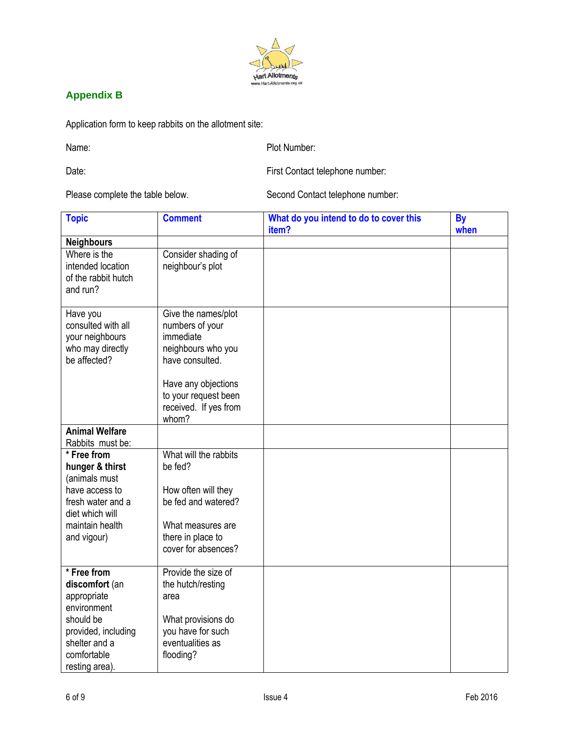## Appendix B

Application form to keep rabbits on the allotment site:

Name: Plot Number:

Date: First Contact telephone number:

Please complete the table below. Second Contact telephone number:

| Topic | Comment | What do you intend to do to cover this item? | By when |
|---|---|---|---|
| **Neighbours** | | | |
| Where is the intended location of the rabbit hutch and run? | Consider shading of neighbour's plot | | |
| Have you consulted with all your neighbours who may directly be affected? | Give the names/plot numbers of your immediate neighbours who you have consulted.<br><br>Have any objections to your request been received. If yes from whom? | | |
| **Animal Welfare**<br>Rabbits must be: | | | |
| * **Free from hunger & thirst** (animals must have access to fresh water and a diet which will maintain health and vigour) | What will the rabbits be fed?<br><br>How often will they be fed and watered?<br><br>What measures are there in place to cover for absences? | | |
| * **Free from discomfort** (an appropriate environment should be provided, including shelter and a comfortable resting area). | Provide the size of the hutch/resting area<br><br>What provisions do you have for such eventualities as flooding? | | |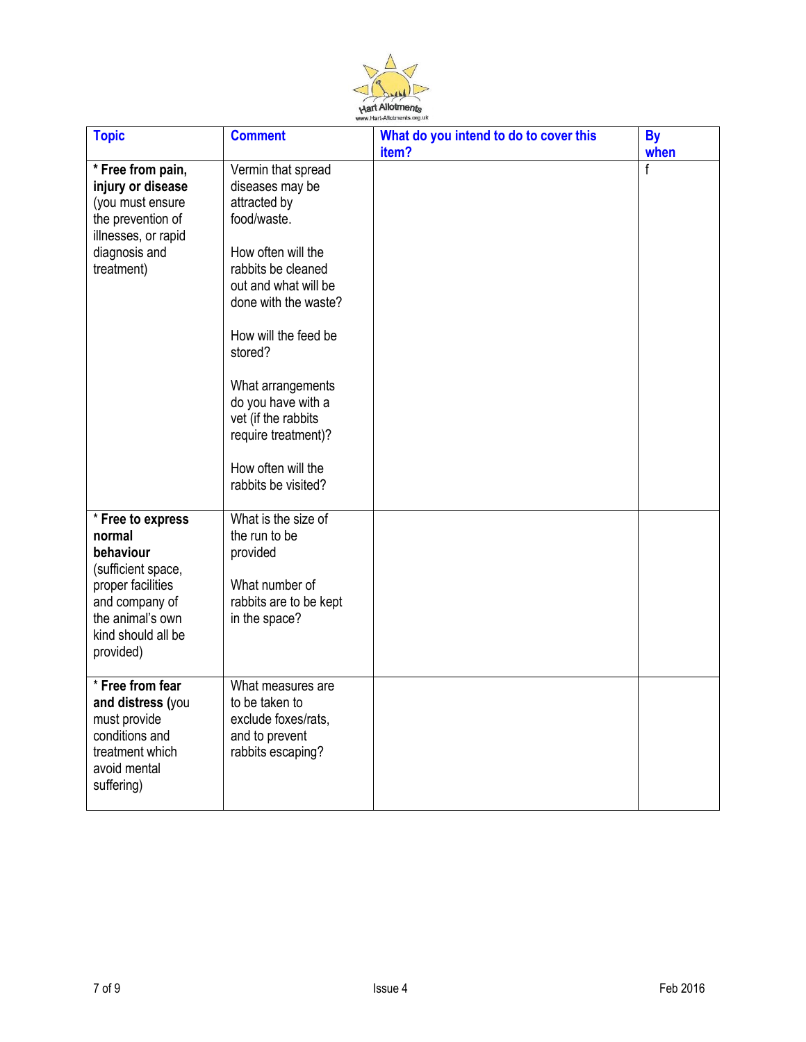| Topic | Comment | What do you intend to do to cover this item? | By when |
|---|---|---|---|
| * **Free from pain, injury or disease** (you must ensure the prevention of illnesses, or rapid diagnosis and treatment) | Vermin that spread diseases may be attracted by food/waste.<br><br>How often will the rabbits be cleaned out and what will be done with the waste?<br><br>How will the feed be stored?<br><br>What arrangements do you have with a vet (if the rabbits require treatment)?<br><br>How often will the rabbits be visited? | | f |
| * **Free to express normal behaviour** (sufficient space, proper facilities and company of the animal's own kind should all be provided) | What is the size of the run to be provided<br><br>What number of rabbits are to be kept in the space? | | |
| * **Free from fear and distress** (you must provide conditions and treatment which avoid mental suffering) | What measures are to be taken to exclude foxes/rats, and to prevent rabbits escaping? | | |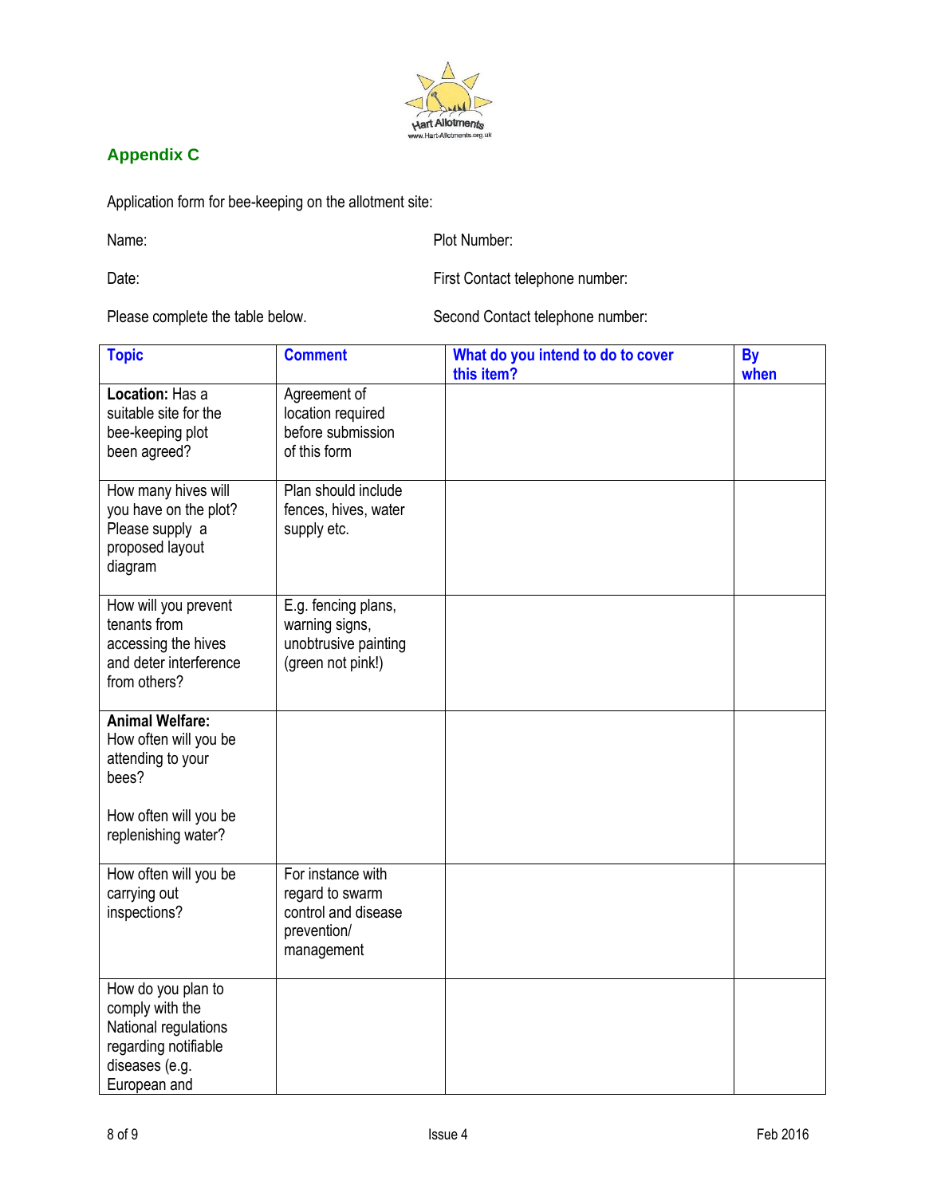## Appendix C

Application form for bee-keeping on the allotment site:

Name:

Plot Number:

Date:

First Contact telephone number:

Please complete the table below.

Second Contact telephone number:

| Topic | Comment | What do you intend to do to cover this item? | By when |
|---|---|---|---|
| **Location:** Has a suitable site for the bee-keeping plot been agreed? | Agreement of location required before submission of this form | | |
| How many hives will you have on the plot? Please supply a proposed layout diagram | Plan should include fences, hives, water supply etc. | | |
| How will you prevent tenants from accessing the hives and deter interference from others? | E.g. fencing plans, warning signs, unobtrusive painting (green not pink!) | | |
| **Animal Welfare:** How often will you be attending to your bees?<br><br>How often will you be replenishing water? | | | |
| How often will you be carrying out inspections? | For instance with regard to swarm control and disease prevention/ management | | |
| How do you plan to comply with the National regulations regarding notifiable diseases (e.g. European and | | | |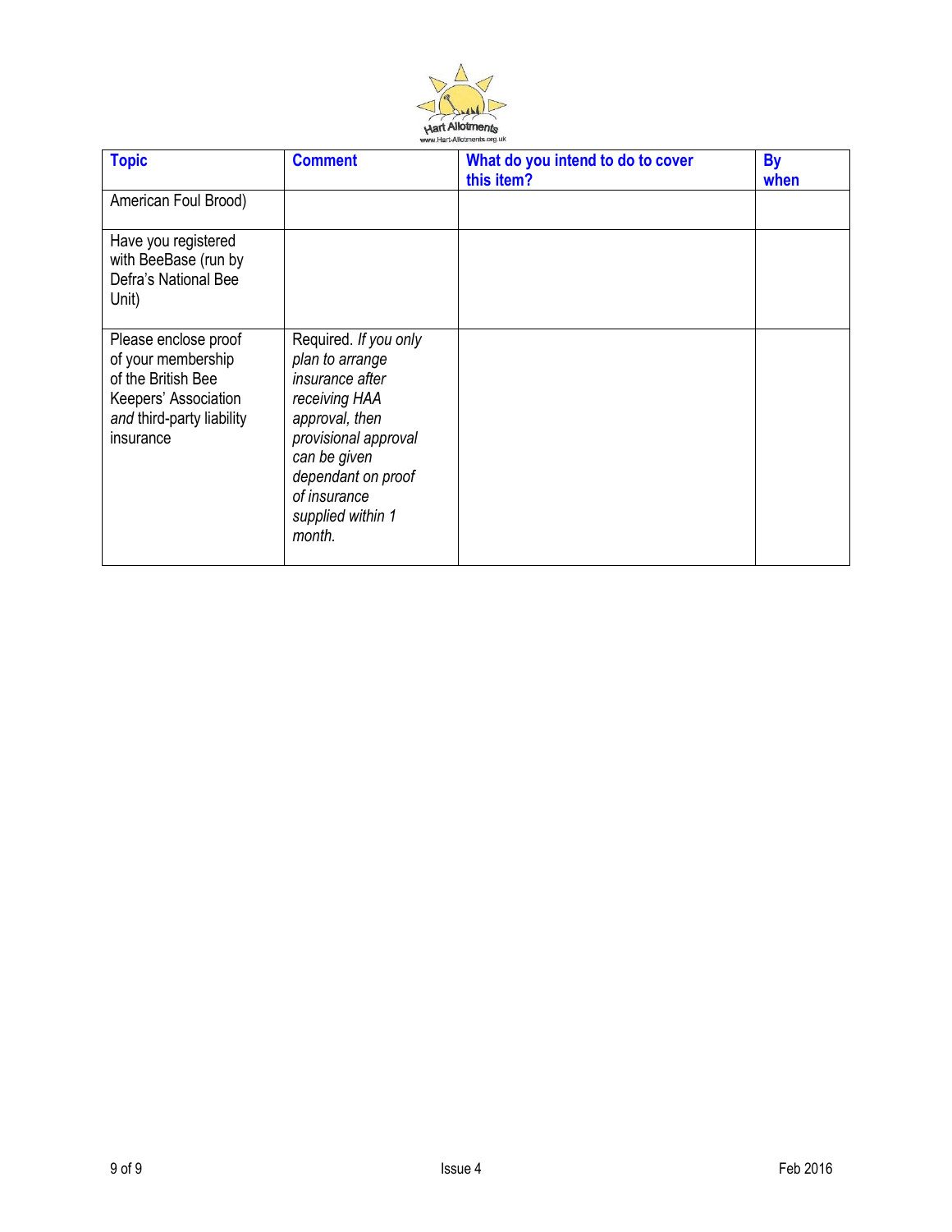| Topic | Comment | What do you intend to do to cover this item? | By when |
|---|---|---|---|
| American Foul Brood) | | | |
| Have you registered with BeeBase (run by Defra's National Bee Unit) | | | |
| Please enclose proof of your membership of the British Bee Keepers' Association *and* third-party liability insurance | Required. *If you only plan to arrange insurance after receiving HAA approval, then provisional approval can be given dependant on proof of insurance supplied within 1 month.* | | |